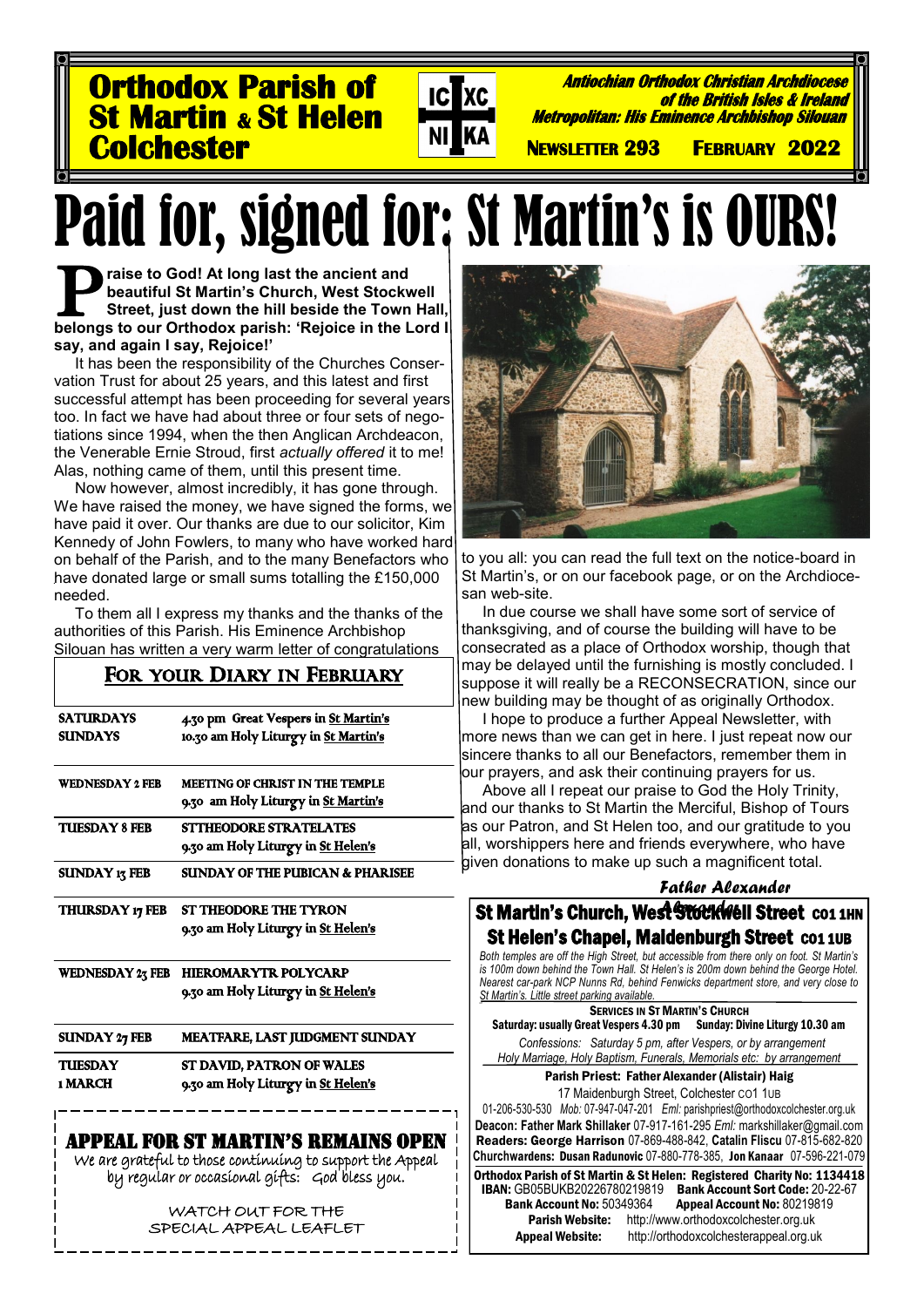# Orthodox Parish of St Martin & St Helen Colchester

IC XC NI KA

***Antiochian Orthodox Christian Archdiocese of the British Isles & Ireland***
***Metropolitan: His Eminence Archbishop Silouan***

**NEWSLETTER 293 FEBRUARY 2022**

# Paid for, signed for: St Martin's is OURS!

**Praise to God! At long last the ancient and beautiful St Martin's Church, West Stockwell Street, just down the hill beside the Town Hall, belongs to our Orthodox parish: 'Rejoice in the Lord I say, and again I say, Rejoice!'**

It has been the responsibility of the Churches Conservation Trust for about 25 years, and this latest and first successful attempt has been proceeding for several years too. In fact we have had about three or four sets of negotiations since 1994, when the then Anglican Archdeacon, the Venerable Ernie Stroud, first *actually offered* it to me! Alas, nothing came of them, until this present time.

Now however, almost incredibly, it has gone through. We have raised the money, we have signed the forms, we have paid it over. Our thanks are due to our solicitor, Kim Kennedy of John Fowlers, to many who have worked hard on behalf of the Parish, and to the many Benefactors who have donated large or small sums totalling the £150,000 needed.

To them all I express my thanks and the thanks of the authorities of this Parish. His Eminence Archbishop Silouan has written a very warm letter of congratulations to you all: you can read the full text on the notice-board in St Martin's, or on our facebook page, or on the Archdiocesan web-site.

In due course we shall have some sort of service of thanksgiving, and of course the building will have to be consecrated as a place of Orthodox worship, though that may be delayed until the furnishing is mostly concluded. I suppose it will really be a RECONSECRATION, since our new building may be thought of as originally Orthodox.

I hope to produce a further Appeal Newsletter, with more news than we can get in here. I just repeat now our sincere thanks to all our Benefactors, remember them in our prayers, and ask their continuing prayers for us.

Above all I repeat our praise to God the Holy Trinity, and our thanks to St Martin the Merciful, Bishop of Tours as our Patron, and St Helen too, and our gratitude to you all, worshippers here and friends everywhere, who have given donations to make up such a magnificent total.

*Father Alexander*

## FOR YOUR DIARY IN FEBRUARY

| | |
|---|---|
| SATURDAYS | 4.30 pm Great Vespers in St Martin's |
| SUNDAYS | 10.30 am Holy Liturgy in St Martin's |
| WEDNESDAY 2 FEB | MEETING OF CHRIST IN THE TEMPLE<br>9.30 am Holy Liturgy in St Martin's |
| TUESDAY 8 FEB | ST THEODORE STRATELATES<br>9.30 am Holy Liturgy in St Helen's |
| SUNDAY 13 FEB | SUNDAY OF THE PUBICAN & PHARISEE |
| THURSDAY 17 FEB | ST THEODORE THE TYRON<br>9.30 am Holy Liturgy in St Helen's |
| WEDNESDAY 23 FEB | HIEROMARYTR POLYCARP<br>9.30 am Holy Liturgy in St Helen's |
| SUNDAY 27 FEB | MEATFARE, LAST JUDGMENT SUNDAY |
| TUESDAY 1 MARCH | ST DAVID, PATRON OF WALES<br>9.30 am Holy Liturgy in St Helen's |

## APPEAL FOR ST MARTIN'S REMAINS OPEN

We are grateful to those continuing to support the Appeal by regular or occasional gifts: God bless you.

WATCH OUT FOR THE SPECIAL APPEAL LEAFLET

## St Martin's Church, West Stockwell Street CO1 1HN
## St Helen's Chapel, Maidenburgh Street CO1 1UB

*Both temples are off the High Street, but accessible from there only on foot. St Martin's is 100m down behind the Town Hall. St Helen's is 200m down behind the George Hotel. Nearest car-park NCP Nunns Rd, behind Fenwicks department store, and very close to St Martin's. Little street parking available.*

**SERVICES IN ST MARTIN'S CHURCH**
**Saturday: usually Great Vespers 4.30 pm Sunday: Divine Liturgy 10.30 am**

*Confessions: Saturday 5 pm, after Vespers, or by arrangement*
*Holy Marriage, Holy Baptism, Funerals, Memorials etc: by arrangement*

**Parish Priest: Father Alexander (Alistair) Haig**
17 Maidenburgh Street, Colchester CO1 1UB
01-206-530-530 *Mob:* 07-947-047-201 *Eml:* parishpriest@orthodoxcolchester.org.uk
**Deacon: Father Mark Shillaker** 07-917-161-295 *Eml:* markshillaker@gmail.com
**Readers: George Harrison** 07-869-488-842, **Catalin Fliscu** 07-815-682-820
**Churchwardens: Dusan Radunovic** 07-880-778-385, **Jon Kanaar** 07-596-221-079

**Orthodox Parish of St Martin & St Helen: Registered Charity No: 1134418**
**IBAN:** GB05BUKB20226780219819 **Bank Account Sort Code:** 20-22-67
**Bank Account No:** 50349364 **Appeal Account No:** 80219819
**Parish Website:** http://www.orthodoxcolchester.org.uk
**Appeal Website:** http://orthodoxcolchesterappeal.org.uk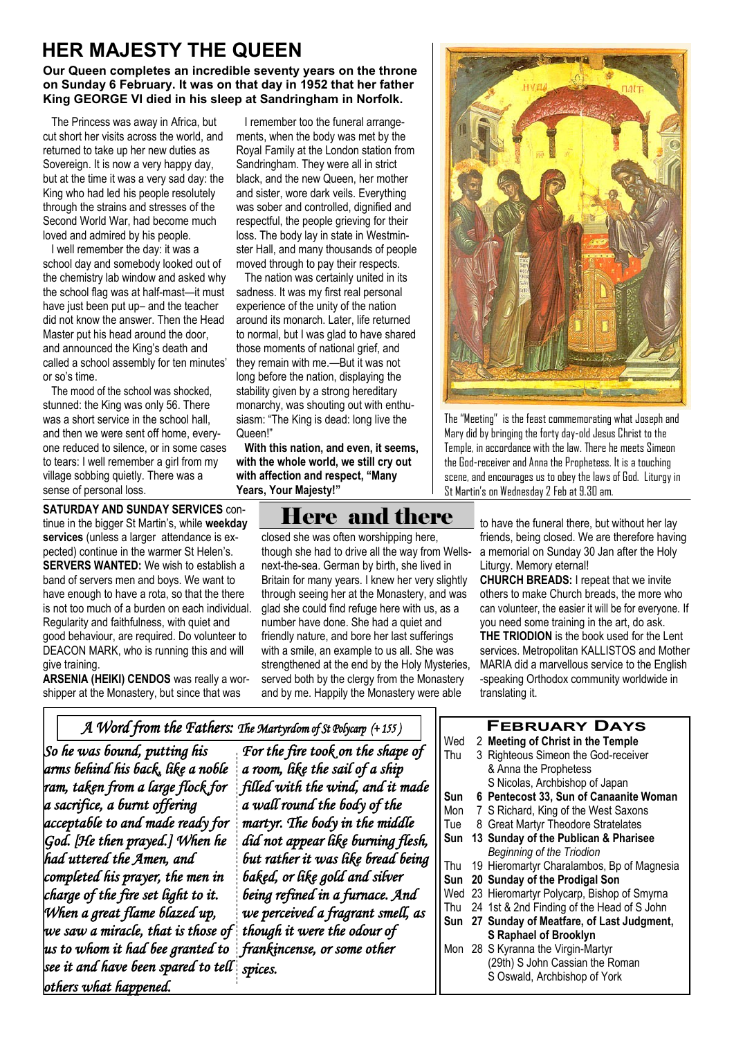# HER MAJESTY THE QUEEN

**Our Queen completes an incredible seventy years on the throne on Sunday 6 February. It was on that day in 1952 that her father King GEORGE VI died in his sleep at Sandringham in Norfolk.**

The Princess was away in Africa, but cut short her visits across the world, and returned to take up her new duties as Sovereign. It is now a very happy day, but at the time it was a very sad day: the King who had led his people resolutely through the strains and stresses of the Second World War, had become much loved and admired by his people.

I well remember the day: it was a school day and somebody looked out of the chemistry lab window and asked why the school flag was at half-mast—it must have just been put up– and the teacher did not know the answer. Then the Head Master put his head around the door, and announced the King's death and called a school assembly for ten minutes' or so's time.

The mood of the school was shocked, stunned: the King was only 56. There was a short service in the school hall, and then we were sent off home, everyone reduced to silence, or in some cases to tears: I well remember a girl from my village sobbing quietly. There was a sense of personal loss.

I remember too the funeral arrangements, when the body was met by the Royal Family at the London station from Sandringham. They were all in strict black, and the new Queen, her mother and sister, wore dark veils. Everything was sober and controlled, dignified and respectful, the people grieving for their loss. The body lay in state in Westminster Hall, and many thousands of people moved through to pay their respects.

The nation was certainly united in its sadness. It was my first real personal experience of the unity of the nation around its monarch. Later, life returned to normal, but I was glad to have shared those moments of national grief, and they remain with me.—But it was not long before the nation, displaying the stability given by a strong hereditary monarchy, was shouting out with enthusiasm: "The King is dead: long live the Queen!"

**With this nation, and even, it seems, with the whole world, we still cry out with affection and respect, "Many Years, Your Majesty!"**

The "Meeting" is the feast commemorating what Joseph and Mary did by bringing the forty day-old Jesus Christ to the Temple, in accordance with the law. There he meets Simeon the God-receiver and Anna the Prophetess. It is a touching scene, and encourages us to obey the laws of God. Liturgy in St Martin's on Wednesday 2 Feb at 9.30 am.

## Here and there

**SATURDAY AND SUNDAY SERVICES** continue in the bigger St Martin's, while **weekday services** (unless a larger attendance is expected) continue in the warmer St Helen's.

**SERVERS WANTED:** We wish to establish a band of servers men and boys. We want to have enough to have a rota, so that the there is not too much of a burden on each individual. Regularity and faithfulness, with quiet and good behaviour, are required. Do volunteer to DEACON MARK, who is running this and will give training.

**ARSENIA (HEIKI) CENDOS** was really a worshipper at the Monastery, but since that was closed she was often worshipping here, though she had to drive all the way from Wells-next-the-sea. German by birth, she lived in Britain for many years. I knew her very slightly through seeing her at the Monastery, and was glad she could find refuge here with us, as a number have done. She had a quiet and friendly nature, and bore her last sufferings with a smile, an example to us all. She was strengthened at the end by the Holy Mysteries, served both by the clergy from the Monastery and by me. Happily the Monastery were able to have the funeral there, but without her lay friends, being closed. We are therefore having a memorial on Sunday 30 Jan after the Holy Liturgy. Memory eternal!

**CHURCH BREADS:** I repeat that we invite others to make Church breads, the more who can volunteer, the easier it will be for everyone. If you need some training in the art, do ask.

**THE TRIODION** is the book used for the Lent services. Metropolitan KALLISTOS and Mother MARIA did a marvellous service to the English-speaking Orthodox community worldwide in translating it.

### *A Word from the Fathers: The Martyrdom of St Polycarp (+155)*

*So he was bound, putting his arms behind his back, like a noble ram, taken from a large flock for a sacrifice, a burnt offering acceptable to and made ready for God. [He then prayed.] When he had uttered the Amen, and completed his prayer, the men in charge of the fire set light to it. When a great flame blazed up, we saw a miracle, that is those of us to whom it had bee granted to see it and have been spared to tell others what happened.*

*For the fire took on the shape of a room, like the sail of a ship filled with the wind, and it made a wall round the body of the martyr. The body in the middle did not appear like burning flesh, but rather it was like bread being baked, or like gold and silver being refined in a furnace. And we perceived a fragrant smell, as though it were the odour of frankincense, or some other spices.*

### FEBRUARY DAYS

| | | |
|---|---|---|
| Wed | 2 | **Meeting of Christ in the Temple** |
| Thu | 3 | Righteous Simeon the God-receiver & Anna the Prophetess<br>S Nicolas, Archbishop of Japan |
| **Sun** | **6** | **Pentecost 33, Sun of Canaanite Woman** |
| Mon | 7 | S Richard, King of the West Saxons |
| Tue | 8 | Great Martyr Theodore Stratelates |
| **Sun** | **13** | **Sunday of the Publican & Pharisee**<br>*Beginning of the Triodion* |
| Thu | 19 | Hieromartyr Charalambos, Bp of Magnesia |
| **Sun** | **20** | **Sunday of the Prodigal Son** |
| Wed | 23 | Hieromartyr Polycarp, Bishop of Smyrna |
| Thu | 24 | 1st & 2nd Finding of the Head of S John |
| **Sun** | **27** | **Sunday of Meatfare, of Last Judgment, S Raphael of Brooklyn** |
| Mon | 28 | S Kyranna the Virgin-Martyr<br>(29th) S John Cassian the Roman<br>S Oswald, Archbishop of York |